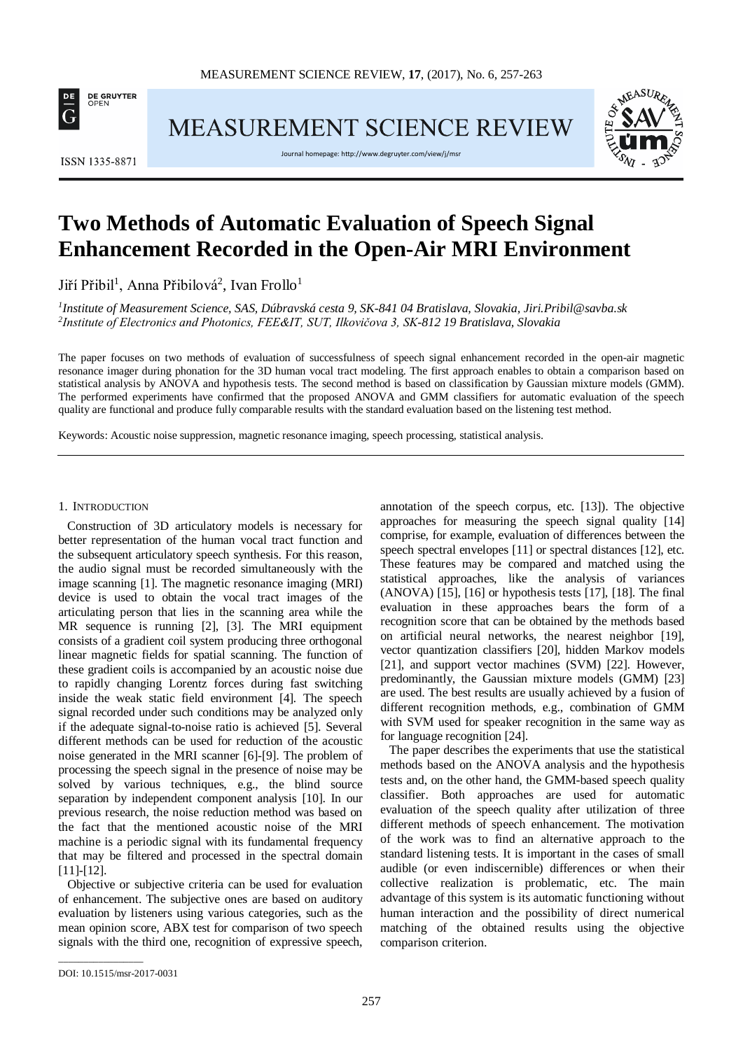# Two Methods of Automatic Evaluation of Speech Signal Enhancement Recorded in the Open-Air MRI Environment

Jiří Přibil[1], Anna Přibilová[2], Ivan Frollo[1]

[1] *Institute of Measurement Science, SAS, Dúbravská cesta 9, SK-841 04 Bratislava, Slovakia, Jiri.Pribil@savba.sk*
[2] *Institute of Electronics and Photonics, FEE&IT, SUT, Ilkovičova 3, SK-812 19 Bratislava, Slovakia*

The paper focuses on two methods of evaluation of successfulness of speech signal enhancement recorded in the open-air magnetic resonance imager during phonation for the 3D human vocal tract modeling. The first approach enables to obtain a comparison based on statistical analysis by ANOVA and hypothesis tests. The second method is based on classification by Gaussian mixture models (GMM). The performed experiments have confirmed that the proposed ANOVA and GMM classifiers for automatic evaluation of the speech quality are functional and produce fully comparable results with the standard evaluation based on the listening test method.

Keywords: Acoustic noise suppression, magnetic resonance imaging, speech processing, statistical analysis.

## 1. Introduction

Construction of 3D articulatory models is necessary for better representation of the human vocal tract function and the subsequent articulatory speech synthesis. For this reason, the audio signal must be recorded simultaneously with the image scanning [1]. The magnetic resonance imaging (MRI) device is used to obtain the vocal tract images of the articulating person that lies in the scanning area while the MR sequence is running [2], [3]. The MRI equipment consists of a gradient coil system producing three orthogonal linear magnetic fields for spatial scanning. The function of these gradient coils is accompanied by an acoustic noise due to rapidly changing Lorentz forces during fast switching inside the weak static field environment [4]. The speech signal recorded under such conditions may be analyzed only if the adequate signal-to-noise ratio is achieved [5]. Several different methods can be used for reduction of the acoustic noise generated in the MRI scanner [6]-[9]. The problem of processing the speech signal in the presence of noise may be solved by various techniques, e.g., the blind source separation by independent component analysis [10]. In our previous research, the noise reduction method was based on the fact that the mentioned acoustic noise of the MRI machine is a periodic signal with its fundamental frequency that may be filtered and processed in the spectral domain [11]-[12].

Objective or subjective criteria can be used for evaluation of enhancement. The subjective ones are based on auditory evaluation by listeners using various categories, such as the mean opinion score, ABX test for comparison of two speech signals with the third one, recognition of expressive speech, annotation of the speech corpus, etc. [13]). The objective approaches for measuring the speech signal quality [14] comprise, for example, evaluation of differences between the speech spectral envelopes [11] or spectral distances [12], etc. These features may be compared and matched using the statistical approaches, like the analysis of variances (ANOVA) [15], [16] or hypothesis tests [17], [18]. The final evaluation in these approaches bears the form of a recognition score that can be obtained by the methods based on artificial neural networks, the nearest neighbor [19], vector quantization classifiers [20], hidden Markov models [21], and support vector machines (SVM) [22]. However, predominantly, the Gaussian mixture models (GMM) [23] are used. The best results are usually achieved by a fusion of different recognition methods, e.g., combination of GMM with SVM used for speaker recognition in the same way as for language recognition [24].

The paper describes the experiments that use the statistical methods based on the ANOVA analysis and the hypothesis tests and, on the other hand, the GMM-based speech quality classifier. Both approaches are used for automatic evaluation of the speech quality after utilization of three different methods of speech enhancement. The motivation of the work was to find an alternative approach to the standard listening tests. It is important in the cases of small audible (or even indiscernible) differences or when their collective realization is problematic, etc. The main advantage of this system is its automatic functioning without human interaction and the possibility of direct numerical matching of the obtained results using the objective comparison criterion.

DOI: 10.1515/msr-2017-0031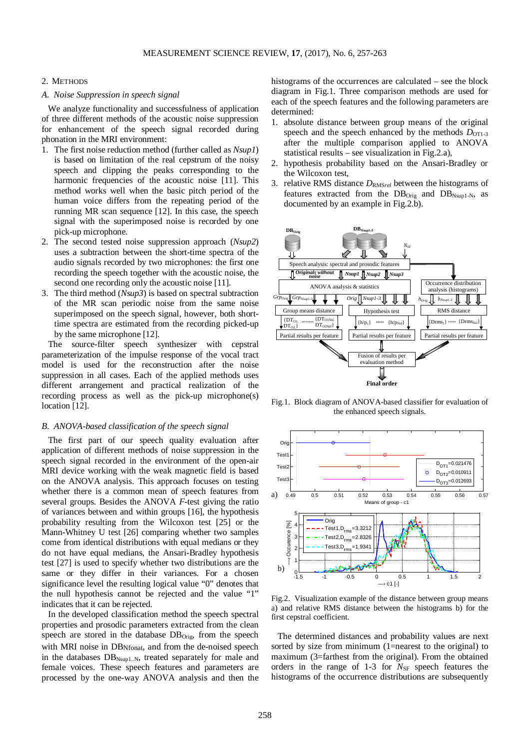## 2. METHODS

### A. Noise Suppression in speech signal

We analyze functionality and successfulness of application of three different methods of the acoustic noise suppression for enhancement of the speech signal recorded during phonation in the MRI environment:

1. The first noise reduction method (further called as *Nsup1*) is based on limitation of the real cepstrum of the noisy speech and clipping the peaks corresponding to the harmonic frequencies of the acoustic noise [11]. This method works well when the basic pitch period of the human voice differs from the repeating period of the running MR scan sequence [12]. In this case, the speech signal with the superimposed noise is recorded by one pick-up microphone.
2. The second tested noise suppression approach (*Nsup2*) uses a subtraction between the short-time spectra of the audio signals recorded by two microphones: the first one recording the speech together with the acoustic noise, the second one recording only the acoustic noise [11].
3. The third method (*Nsup3*) is based on spectral subtraction of the MR scan periodic noise from the same noise superimposed on the speech signal, however, both short-time spectra are estimated from the recording picked-up by the same microphone [12].

The source-filter speech synthesizer with cepstral parameterization of the impulse response of the vocal tract model is used for the reconstruction after the noise suppression in all cases. Each of the applied methods uses different arrangement and practical realization of the recording process as well as the pick-up microphone(s) location [12].

### B. ANOVA-based classification of the speech signal

The first part of our speech quality evaluation after application of different methods of noise suppression in the speech signal recorded in the environment of the open-air MRI device working with the weak magnetic field is based on the ANOVA analysis. This approach focuses on testing whether there is a common mean of speech features from several groups. Besides the ANOVA *F*-test giving the ratio of variances between and within groups [16], the hypothesis probability resulting from the Wilcoxon test [25] or the Mann-Whitney U test [26] comparing whether two samples come from identical distributions with equal medians or they do not have equal medians, the Ansari-Bradley hypothesis test [27] is used to specify whether two distributions are the same or they differ in their variances. For a chosen significance level the resulting logical value "0" denotes that the null hypothesis cannot be rejected and the value "1" indicates that it can be rejected.

In the developed classification method the speech spectral properties and prosodic parameters extracted from the clean speech are stored in the database $DB_{Orig}$, from the speech with MRI noise in $DB_{Nfonat}$, and from the de-noised speech in the databases $DB_{Nsup1..N}$, treated separately for male and female voices. These speech features and parameters are processed by the one-way ANOVA analysis and then the histograms of the occurrences are calculated – see the block diagram in Fig.1. Three comparison methods are used for each of the speech features and the following parameters are determined:

1. absolute distance between group means of the original speech and the speech enhanced by the methods $D_{OT1\text{-}3}$ after the multiple comparison applied to ANOVA statistical results – see visualization in Fig.2.a),
2. hypothesis probability based on the Ansari-Bradley or the Wilcoxon test,
3. relative RMS distance $D_{RMSrel}$ between the histograms of features extracted from the $DB_{Orig}$ and $DB_{Nsup1\text{-}N}$, as documented by an example in Fig.2.b).

Fig.1. Block diagram of ANOVA-based classifier for evaluation of the enhanced speech signals.

Fig.2. Visualization example of the distance between group means a) and relative RMS distance between the histograms b) for the first cepstral coefficient.

The determined distances and probability values are next sorted by size from minimum (1=nearest to the original) to maximum (3=farthest from the original). From the obtained orders in the range of 1-3 for $N_{SF}$ speech features the histograms of the occurrence distributions are subsequently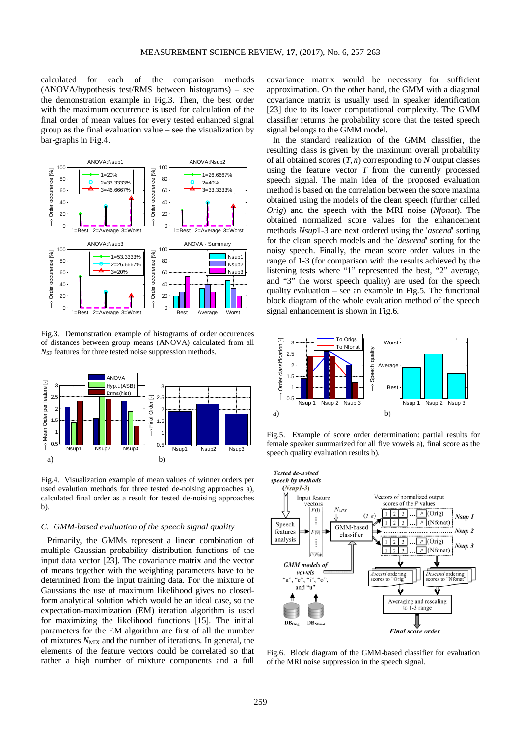calculated for each of the comparison methods (ANOVA/hypothesis test/RMS between histograms) – see the demonstration example in Fig.3. Then, the best order with the maximum occurrence is used for calculation of the final order of mean values for every tested enhanced signal group as the final evaluation value – see the visualization by bar-graphs in Fig.4.

Fig.3. Demonstration example of histograms of order occurences of distances between group means (ANOVA) calculated from all $N_{SF}$ features for three tested noise suppression methods.

Fig.4. Visualization example of mean values of winner orders per used evalution methods for three tested de-noising approaches a), calculated final order as a result for tested de-noising approaches b).

### C. GMM-based evaluation of the speech signal quality

Primarily, the GMMs represent a linear combination of multiple Gaussian probability distribution functions of the input data vector [23]. The covariance matrix and the vector of means together with the weighting parameters have to be determined from the input training data. For the mixture of Gaussians the use of maximum likelihood gives no closed-form analytical solution which would be an ideal case, so the expectation-maximization (EM) iteration algorithm is used for maximizing the likelihood functions [15]. The initial parameters for the EM algorithm are first of all the number of mixtures $N_{MIX}$ and the number of iterations. In general, the elements of the feature vectors could be correlated so that rather a high number of mixture components and a full covariance matrix would be necessary for sufficient approximation. On the other hand, the GMM with a diagonal covariance matrix is usually used in speaker identification [23] due to its lower computational complexity. The GMM classifier returns the probability score that the tested speech signal belongs to the GMM model.

In the standard realization of the GMM classifier, the resulting class is given by the maximum overall probability of all obtained scores $(T, n)$ corresponding to $N$ output classes using the feature vector $T$ from the currently processed speech signal. The main idea of the proposed evaluation method is based on the correlation between the score maxima obtained using the models of the clean speech (further called *Orig*) and the speech with the MRI noise (*Nfonat*). The obtained normalized score values for the enhancement methods *Nsup*1-3 are next ordered using the '*ascend*' sorting for the clean speech models and the '*descend*' sorting for the noisy speech. Finally, the mean score order values in the range of 1-3 (for comparison with the results achieved by the listening tests where "1" represented the best, "2" average, and "3" the worst speech quality) are used for the speech quality evaluation – see an example in Fig.5. The functional block diagram of the whole evaluation method of the speech signal enhancement is shown in Fig.6.

Fig.5. Example of score order determination: partial results for female speaker summarized for all five vowels a), final score as the speech quality evaluation results b).

Fig.6. Block diagram of the GMM-based classifier for evaluation of the MRI noise suppression in the speech signal.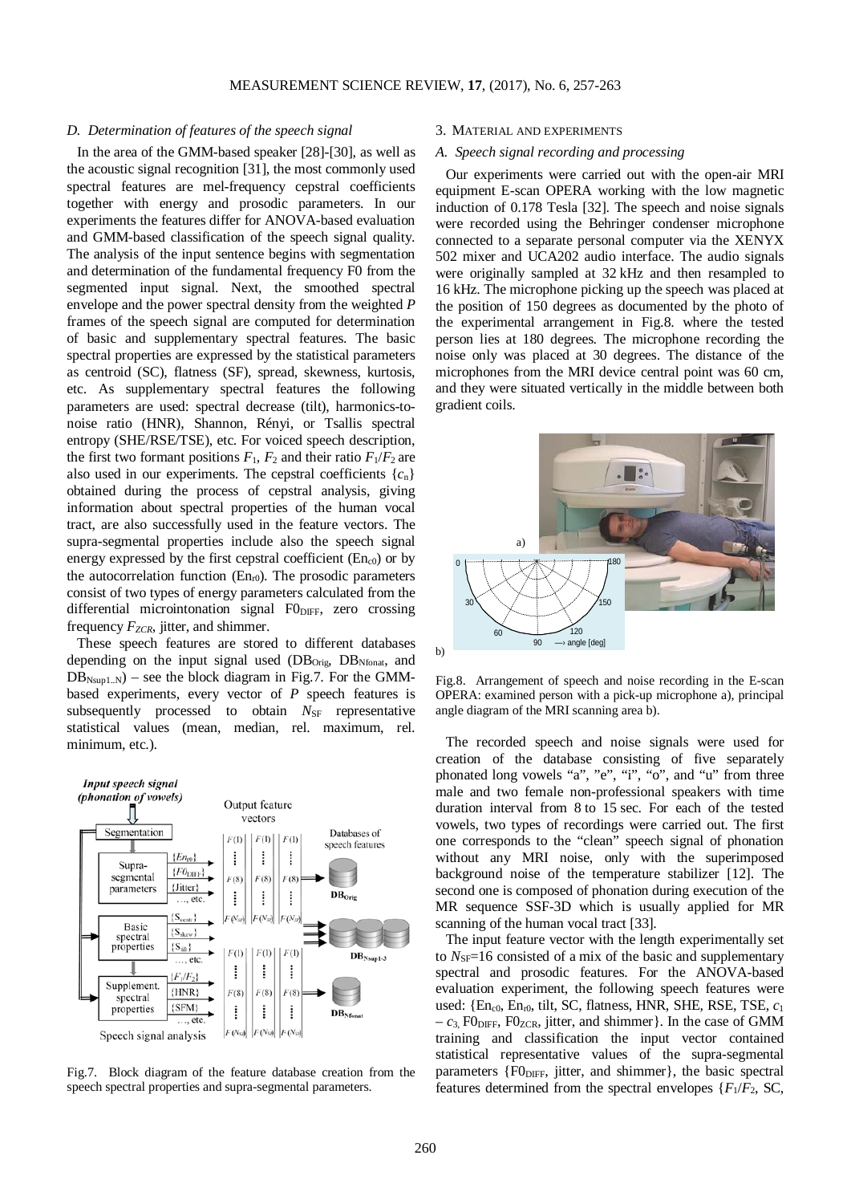### D. Determination of features of the speech signal

In the area of the GMM-based speaker [28]-[30], as well as the acoustic signal recognition [31], the most commonly used spectral features are mel-frequency cepstral coefficients together with energy and prosodic parameters. In our experiments the features differ for ANOVA-based evaluation and GMM-based classification of the speech signal quality. The analysis of the input sentence begins with segmentation and determination of the fundamental frequency F0 from the segmented input signal. Next, the smoothed spectral envelope and the power spectral density from the weighted $P$ frames of the speech signal are computed for determination of basic and supplementary spectral features. The basic spectral properties are expressed by the statistical parameters as centroid (SC), flatness (SF), spread, skewness, kurtosis, etc. As supplementary spectral features the following parameters are used: spectral decrease (tilt), harmonics-to-noise ratio (HNR), Shannon, Rényi, or Tsallis spectral entropy (SHE/RSE/TSE), etc. For voiced speech description, the first two formant positions $F_1$, $F_2$ and their ratio $F_1/F_2$ are also used in our experiments. The cepstral coefficients $\{c_n\}$ obtained during the process of cepstral analysis, giving information about spectral properties of the human vocal tract, are also successfully used in the feature vectors. The supra-segmental properties include also the speech signal energy expressed by the first cepstral coefficient ($En_{c0}$) or by the autocorrelation function ($En_{r0}$). The prosodic parameters consist of two types of energy parameters calculated from the differential microintonation signal $F0_{DIFF}$, zero crossing frequency $F_{ZCR}$, jitter, and shimmer.

These speech features are stored to different databases depending on the input signal used ($DB_{Orig}$, $DB_{Nfonat}$, and $DB_{Nsup1..N}$) – see the block diagram in Fig.7. For the GMM-based experiments, every vector of $P$ speech features is subsequently processed to obtain $N_{SF}$ representative statistical values (mean, median, rel. maximum, rel. minimum, etc.).

Fig.7. Block diagram of the feature database creation from the speech spectral properties and supra-segmental parameters.

## 3. MATERIAL AND EXPERIMENTS

### A. Speech signal recording and processing

Our experiments were carried out with the open-air MRI equipment E-scan OPERA working with the low magnetic induction of 0.178 Tesla [32]. The speech and noise signals were recorded using the Behringer condenser microphone connected to a separate personal computer via the XENYX 502 mixer and UCA202 audio interface. The audio signals were originally sampled at 32 kHz and then resampled to 16 kHz. The microphone picking up the speech was placed at the position of 150 degrees as documented by the photo of the experimental arrangement in Fig.8. where the tested person lies at 180 degrees. The microphone recording the noise only was placed at 30 degrees. The distance of the microphones from the MRI device central point was 60 cm, and they were situated vertically in the middle between both gradient coils.

Fig.8. Arrangement of speech and noise recording in the E-scan OPERA: examined person with a pick-up microphone a), principal angle diagram of the MRI scanning area b).

The recorded speech and noise signals were used for creation of the database consisting of five separately phonated long vowels "a", "e", "i", "o", and "u" from three male and two female non-professional speakers with time duration interval from 8 to 15 sec. For each of the tested vowels, two types of recordings were carried out. The first one corresponds to the "clean" speech signal of phonation without any MRI noise, only with the superimposed background noise of the temperature stabilizer [12]. The second one is composed of phonation during execution of the MR sequence SSF-3D which is usually applied for MR scanning of the human vocal tract [33].

The input feature vector with the length experimentally set to $N_{SF}$=16 consisted of a mix of the basic and supplementary spectral and prosodic features. For the ANOVA-based evaluation experiment, the following speech features were used: {$En_{c0}$, $En_{r0}$, tilt, SC, flatness, HNR, SHE, RSE, TSE, $c_1$ – $c_3$, $F0_{DIFF}$, $F0_{ZCR}$, jitter, and shimmer}. In the case of GMM training and classification the input vector contained statistical representative values of the supra-segmental parameters {$F0_{DIFF}$, jitter, and shimmer}, the basic spectral features determined from the spectral envelopes {$F_1/F_2$, SC,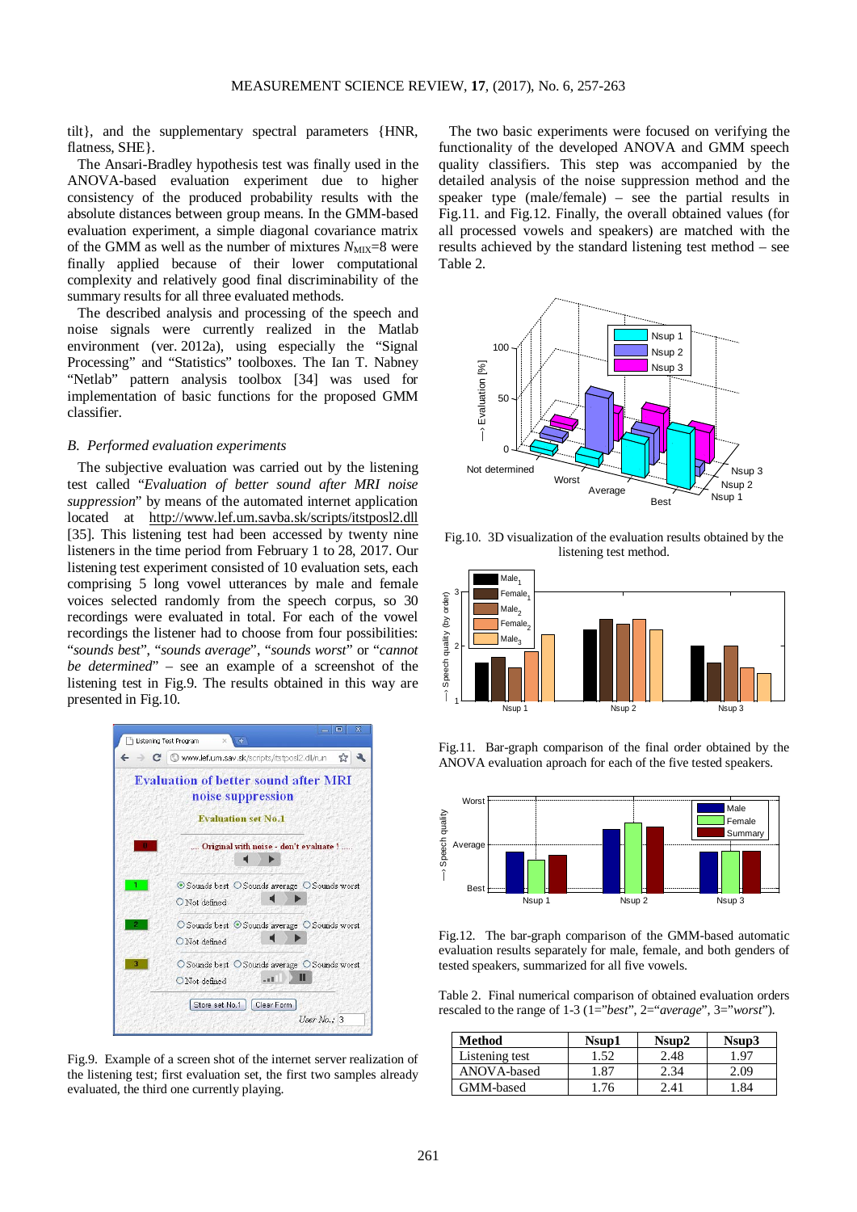tilt}, and the supplementary spectral parameters {HNR, flatness, SHE}.

The Ansari-Bradley hypothesis test was finally used in the ANOVA-based evaluation experiment due to higher consistency of the produced probability results with the absolute distances between group means. In the GMM-based evaluation experiment, a simple diagonal covariance matrix of the GMM as well as the number of mixtures $N_{MIX}$=8 were finally applied because of their lower computational complexity and relatively good final discriminability of the summary results for all three evaluated methods.

The described analysis and processing of the speech and noise signals were currently realized in the Matlab environment (ver. 2012a), using especially the "Signal Processing" and "Statistics" toolboxes. The Ian T. Nabney "Netlab" pattern analysis toolbox [34] was used for implementation of basic functions for the proposed GMM classifier.

### *B. Performed evaluation experiments*

The subjective evaluation was carried out by the listening test called "*Evaluation of better sound after MRI noise suppression*" by means of the automated internet application located at http://www.lef.um.savba.sk/scripts/itstposl2.dll [35]. This listening test had been accessed by twenty nine listeners in the time period from February 1 to 28, 2017. Our listening test experiment consisted of 10 evaluation sets, each comprising 5 long vowel utterances by male and female voices selected randomly from the speech corpus, so 30 recordings were evaluated in total. For each of the vowel recordings the listener had to choose from four possibilities: "*sounds best*", "*sounds average*", "*sounds worst*" or "*cannot be determined*" – see an example of a screenshot of the listening test in Fig.9. The results obtained in this way are presented in Fig.10.

Fig.9. Example of a screen shot of the internet server realization of the listening test; first evaluation set, the first two samples already evaluated, the third one currently playing.

The two basic experiments were focused on verifying the functionality of the developed ANOVA and GMM speech quality classifiers. This step was accompanied by the detailed analysis of the noise suppression method and the speaker type (male/female) – see the partial results in Fig.11. and Fig.12. Finally, the overall obtained values (for all processed vowels and speakers) are matched with the results achieved by the standard listening test method – see Table 2.

Fig.10. 3D visualization of the evaluation results obtained by the listening test method.

Fig.11. Bar-graph comparison of the final order obtained by the ANOVA evaluation aproach for each of the five tested speakers.

Fig.12. The bar-graph comparison of the GMM-based automatic evaluation results separately for male, female, and both genders of tested speakers, summarized for all five vowels.

Table 2. Final numerical comparison of obtained evaluation orders rescaled to the range of 1-3 (1="*best*", 2="*average*", 3="*worst*").

| Method | Nsup1 | Nsup2 | Nsup3 |
|---|---|---|---|
| Listening test | 1.52 | 2.48 | 1.97 |
| ANOVA-based | 1.87 | 2.34 | 2.09 |
| GMM-based | 1.76 | 2.41 | 1.84 |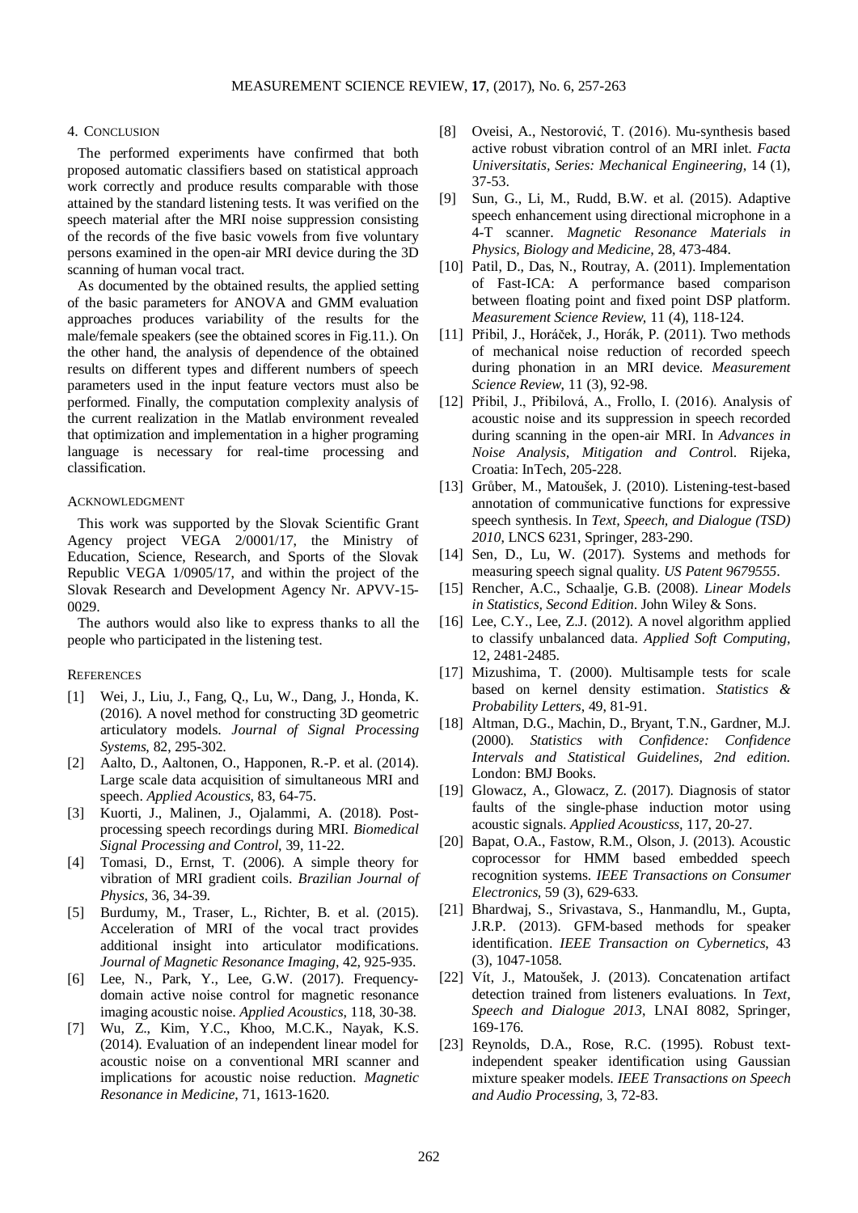## 4. Conclusion

The performed experiments have confirmed that both proposed automatic classifiers based on statistical approach work correctly and produce results comparable with those attained by the standard listening tests. It was verified on the speech material after the MRI noise suppression consisting of the records of the five basic vowels from five voluntary persons examined in the open-air MRI device during the 3D scanning of human vocal tract.

As documented by the obtained results, the applied setting of the basic parameters for ANOVA and GMM evaluation approaches produces variability of the results for the male/female speakers (see the obtained scores in Fig.11.). On the other hand, the analysis of dependence of the obtained results on different types and different numbers of speech parameters used in the input feature vectors must also be performed. Finally, the computation complexity analysis of the current realization in the Matlab environment revealed that optimization and implementation in a higher programing language is necessary for real-time processing and classification.

## Acknowledgment

This work was supported by the Slovak Scientific Grant Agency project VEGA 2/0001/17, the Ministry of Education, Science, Research, and Sports of the Slovak Republic VEGA 1/0905/17, and within the project of the Slovak Research and Development Agency Nr. APVV-15-0029.

The authors would also like to express thanks to all the people who participated in the listening test.

## References

[1] Wei, J., Liu, J., Fang, Q., Lu, W., Dang, J., Honda, K. (2016). A novel method for constructing 3D geometric articulatory models. *Journal of Signal Processing Systems*, 82, 295-302.

[2] Aalto, D., Aaltonen, O., Happonen, R.-P. et al. (2014). Large scale data acquisition of simultaneous MRI and speech. *Applied Acoustics*, 83, 64-75.

[3] Kuorti, J., Malinen, J., Ojalammi, A. (2018). Post-processing speech recordings during MRI. *Biomedical Signal Processing and Control*, 39, 11-22.

[4] Tomasi, D., Ernst, T. (2006). A simple theory for vibration of MRI gradient coils. *Brazilian Journal of Physics*, 36, 34-39.

[5] Burdumy, M., Traser, L., Richter, B. et al. (2015). Acceleration of MRI of the vocal tract provides additional insight into articulator modifications. *Journal of Magnetic Resonance Imaging*, 42, 925-935.

[6] Lee, N., Park, Y., Lee, G.W. (2017). Frequency-domain active noise control for magnetic resonance imaging acoustic noise. *Applied Acoustics*, 118, 30-38.

[7] Wu, Z., Kim, Y.C., Khoo, M.C.K., Nayak, K.S. (2014). Evaluation of an independent linear model for acoustic noise on a conventional MRI scanner and implications for acoustic noise reduction. *Magnetic Resonance in Medicine*, 71, 1613-1620.

[8] Oveisi, A., Nestorović, T. (2016). Mu-synthesis based active robust vibration control of an MRI inlet. *Facta Universitatis, Series: Mechanical Engineering*, 14 (1), 37-53.

[9] Sun, G., Li, M., Rudd, B.W. et al. (2015). Adaptive speech enhancement using directional microphone in a 4-T scanner. *Magnetic Resonance Materials in Physics, Biology and Medicine*, 28, 473-484.

[10] Patil, D., Das, N., Routray, A. (2011). Implementation of Fast-ICA: A performance based comparison between floating point and fixed point DSP platform. *Measurement Science Review*, 11 (4), 118-124.

[11] Přibil, J., Horáček, J., Horák, P. (2011). Two methods of mechanical noise reduction of recorded speech during phonation in an MRI device. *Measurement Science Review*, 11 (3), 92-98.

[12] Přibil, J., Přibilová, A., Frollo, I. (2016). Analysis of acoustic noise and its suppression in speech recorded during scanning in the open-air MRI. In *Advances in Noise Analysis, Mitigation and Control*. Rijeka, Croatia: InTech, 205-228.

[13] Grůber, M., Matoušek, J. (2010). Listening-test-based annotation of communicative functions for expressive speech synthesis. In *Text, Speech, and Dialogue (TSD) 2010*, LNCS 6231, Springer, 283-290.

[14] Sen, D., Lu, W. (2017). Systems and methods for measuring speech signal quality. *US Patent 9679555*.

[15] Rencher, A.C., Schaalje, G.B. (2008). *Linear Models in Statistics, Second Edition*. John Wiley & Sons.

[16] Lee, C.Y., Lee, Z.J. (2012). A novel algorithm applied to classify unbalanced data. *Applied Soft Computing*, 12, 2481-2485.

[17] Mizushima, T. (2000). Multisample tests for scale based on kernel density estimation. *Statistics & Probability Letters*, 49, 81-91.

[18] Altman, D.G., Machin, D., Bryant, T.N., Gardner, M.J. (2000). *Statistics with Confidence: Confidence Intervals and Statistical Guidelines, 2nd edition*. London: BMJ Books.

[19] Glowacz, A., Glowacz, Z. (2017). Diagnosis of stator faults of the single-phase induction motor using acoustic signals. *Applied Acousticss*, 117, 20-27.

[20] Bapat, O.A., Fastow, R.M., Olson, J. (2013). Acoustic coprocessor for HMM based embedded speech recognition systems. *IEEE Transactions on Consumer Electronics*, 59 (3), 629-633.

[21] Bhardwaj, S., Srivastava, S., Hanmandlu, M., Gupta, J.R.P. (2013). GFM-based methods for speaker identification. *IEEE Transaction on Cybernetics*, 43 (3), 1047-1058.

[22] Vít, J., Matoušek, J. (2013). Concatenation artifact detection trained from listeners evaluations. In *Text, Speech and Dialogue 2013*, LNAI 8082, Springer, 169-176.

[23] Reynolds, D.A., Rose, R.C. (1995). Robust text-independent speaker identification using Gaussian mixture speaker models. *IEEE Transactions on Speech and Audio Processing*, 3, 72-83.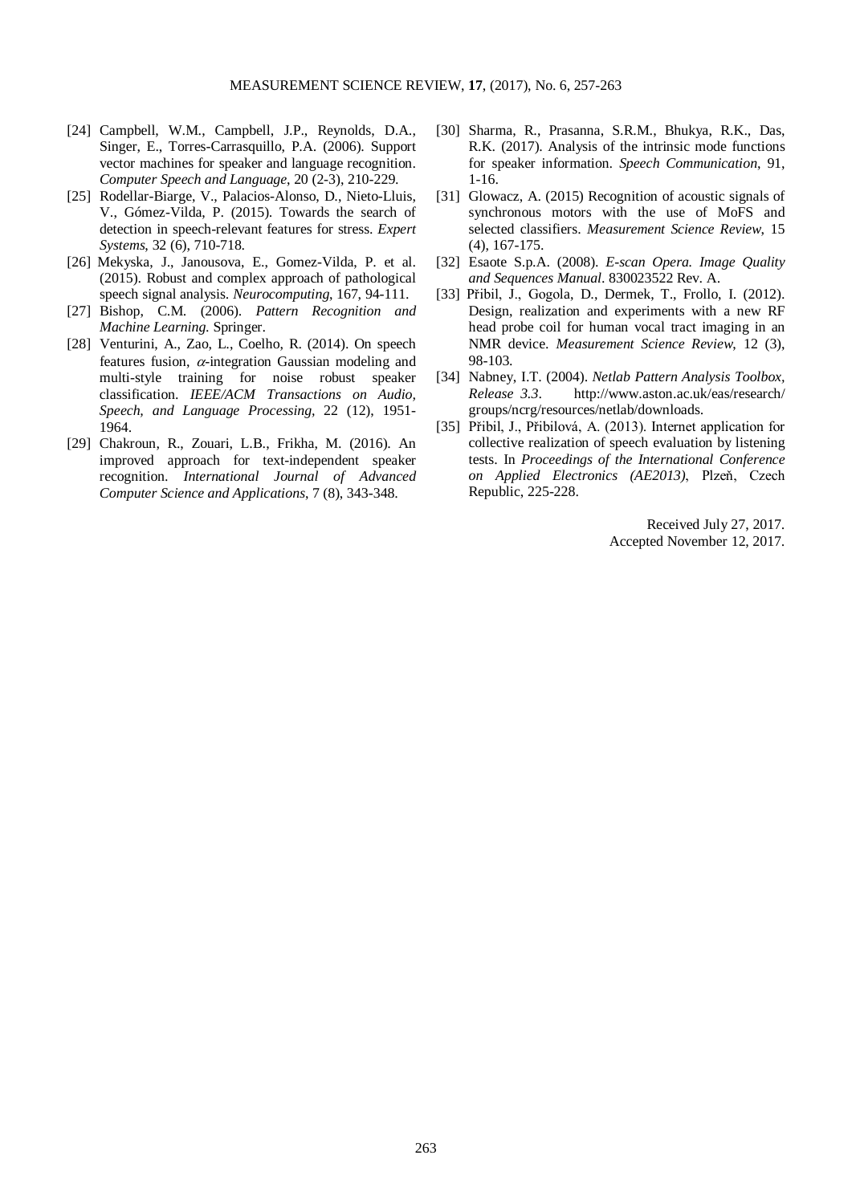[24] Campbell, W.M., Campbell, J.P., Reynolds, D.A., Singer, E., Torres-Carrasquillo, P.A. (2006). Support vector machines for speaker and language recognition. *Computer Speech and Language*, 20 (2-3), 210-229.

[25] Rodellar-Biarge, V., Palacios-Alonso, D., Nieto-Lluis, V., Gómez-Vilda, P. (2015). Towards the search of detection in speech-relevant features for stress. *Expert Systems*, 32 (6), 710-718.

[26] Mekyska, J., Janousova, E., Gomez-Vilda, P. et al. (2015). Robust and complex approach of pathological speech signal analysis. *Neurocomputing*, 167, 94-111.

[27] Bishop, C.M. (2006). *Pattern Recognition and Machine Learning.* Springer.

[28] Venturini, A., Zao, L., Coelho, R. (2014). On speech features fusion, $\alpha$-integration Gaussian modeling and multi-style training for noise robust speaker classification. *IEEE/ACM Transactions on Audio, Speech, and Language Processing*, 22 (12), 1951-1964.

[29] Chakroun, R., Zouari, L.B., Frikha, M. (2016). An improved approach for text-independent speaker recognition. *International Journal of Advanced Computer Science and Applications*, 7 (8), 343-348.

[30] Sharma, R., Prasanna, S.R.M., Bhukya, R.K., Das, R.K. (2017). Analysis of the intrinsic mode functions for speaker information. *Speech Communication*, 91, 1-16.

[31] Glowacz, A. (2015) Recognition of acoustic signals of synchronous motors with the use of MoFS and selected classifiers. *Measurement Science Review*, 15 (4), 167-175.

[32] Esaote S.p.A. (2008). *E-scan Opera. Image Quality and Sequences Manual*. 830023522 Rev. A.

[33] Přibil, J., Gogola, D., Dermek, T., Frollo, I. (2012). Design, realization and experiments with a new RF head probe coil for human vocal tract imaging in an NMR device. *Measurement Science Review*, 12 (3), 98-103.

[34] Nabney, I.T. (2004). *Netlab Pattern Analysis Toolbox, Release 3.3*. http://www.aston.ac.uk/eas/research/groups/ncrg/resources/netlab/downloads.

[35] Přibil, J., Přibilová, A. (2013). Internet application for collective realization of speech evaluation by listening tests. In *Proceedings of the International Conference on Applied Electronics (AE2013)*, Plzeň, Czech Republic, 225-228.

Received July 27, 2017.
Accepted November 12, 2017.